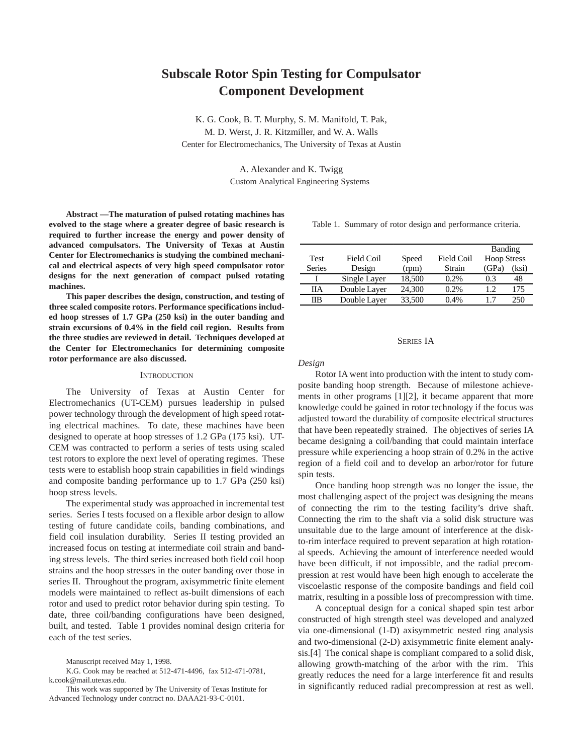# Subscale Rotor Spin Testing for Compulsator Component Development

K. G. Cook, B. T. Murphy, S. M. Manifold, T. Pak,
M. D. Werst, J. R. Kitzmiller, and W. A. Walls
Center for Electromechanics, The University of Texas at Austin

A. Alexander and K. Twigg
Custom Analytical Engineering Systems

**Abstract —The maturation of pulsed rotating machines has evolved to the stage where a greater degree of basic research is required to further increase the energy and power density of advanced compulsators. The University of Texas at Austin Center for Electromechanics is studying the combined mechanical and electrical aspects of very high speed compulsator rotor designs for the next generation of compact pulsed rotating machines.**

**This paper describes the design, construction, and testing of three scaled composite rotors. Performance specifications included hoop stresses of 1.7 GPa (250 ksi) in the outer banding and strain excursions of 0.4% in the field coil region. Results from the three studies are reviewed in detail. Techniques developed at the Center for Electromechanics for determining composite rotor performance are also discussed.**

## Introduction

The University of Texas at Austin Center for Electromechanics (UT-CEM) pursues leadership in pulsed power technology through the development of high speed rotating electrical machines. To date, these machines have been designed to operate at hoop stresses of 1.2 GPa (175 ksi). UT-CEM was contracted to perform a series of tests using scaled test rotors to explore the next level of operating regimes. These tests were to establish hoop strain capabilities in field windings and composite banding performance up to 1.7 GPa (250 ksi) hoop stress levels.

The experimental study was approached in incremental test series. Series I tests focused on a flexible arbor design to allow testing of future candidate coils, banding combinations, and field coil insulation durability. Series II testing provided an increased focus on testing at intermediate coil strain and banding stress levels. The third series increased both field coil hoop strains and the hoop stresses in the outer banding over those in series II. Throughout the program, axisymmetric finite element models were maintained to reflect as-built dimensions of each rotor and used to predict rotor behavior during spin testing. To date, three coil/banding configurations have been designed, built, and tested. Table 1 provides nominal design criteria for each of the test series.

Manuscript received May 1, 1998.

K.G. Cook may be reached at 512-471-4496, fax 512-471-0781, k.cook@mail.utexas.edu.

This work was supported by The University of Texas Institute for Advanced Technology under contract no. DAAA21-93-C-0101.

Table 1. Summary of rotor design and performance criteria.

| Test Series | Field Coil Design | Speed (rpm) | Field Coil Strain | Banding Hoop Stress (GPa) | (ksi) |
|---|---|---|---|---|---|
| I | Single Layer | 18,500 | 0.2% | 0.3 | 48 |
| IIA | Double Layer | 24,300 | 0.2% | 1.2 | 175 |
| IIB | Double Layer | 33,500 | 0.4% | 1.7 | 250 |

## Series IA

*Design*

Rotor IA went into production with the intent to study composite banding hoop strength. Because of milestone achievements in other programs [1][2], it became apparent that more knowledge could be gained in rotor technology if the focus was adjusted toward the durability of composite electrical structures that have been repeatedly strained. The objectives of series IA became designing a coil/banding that could maintain interface pressure while experiencing a hoop strain of 0.2% in the active region of a field coil and to develop an arbor/rotor for future spin tests.

Once banding hoop strength was no longer the issue, the most challenging aspect of the project was designing the means of connecting the rim to the testing facility's drive shaft. Connecting the rim to the shaft via a solid disk structure was unsuitable due to the large amount of interference at the disk-to-rim interface required to prevent separation at high rotational speeds. Achieving the amount of interference needed would have been difficult, if not impossible, and the radial precompression at rest would have been high enough to accelerate the viscoelastic response of the composite bandings and field coil matrix, resulting in a possible loss of precompression with time.

A conceptual design for a conical shaped spin test arbor constructed of high strength steel was developed and analyzed via one-dimensional (1-D) axisymmetric nested ring analysis and two-dimensional (2-D) axisymmetric finite element analysis.[4] The conical shape is compliant compared to a solid disk, allowing growth-matching of the arbor with the rim. This greatly reduces the need for a large interference fit and results in significantly reduced radial precompression at rest as well.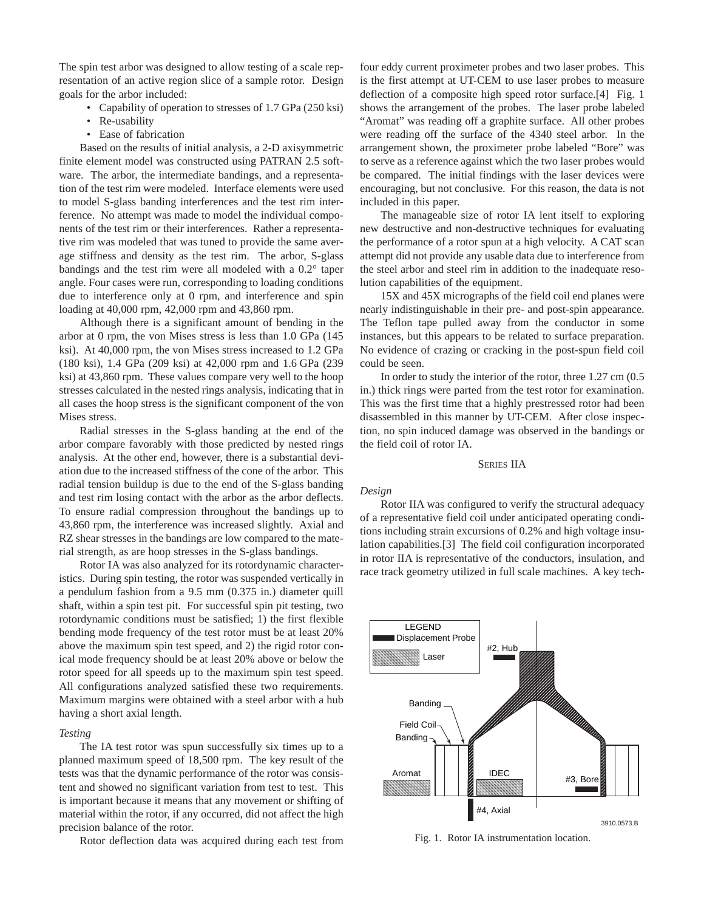The spin test arbor was designed to allow testing of a scale representation of an active region slice of a sample rotor. Design goals for the arbor included:

- Capability of operation to stresses of 1.7 GPa (250 ksi)
- Re-usability
- Ease of fabrication

Based on the results of initial analysis, a 2-D axisymmetric finite element model was constructed using PATRAN 2.5 software. The arbor, the intermediate bandings, and a representation of the test rim were modeled. Interface elements were used to model S-glass banding interferences and the test rim interference. No attempt was made to model the individual components of the test rim or their interferences. Rather a representative rim was modeled that was tuned to provide the same average stiffness and density as the test rim. The arbor, S-glass bandings and the test rim were all modeled with a 0.2° taper angle. Four cases were run, corresponding to loading conditions due to interference only at 0 rpm, and interference and spin loading at 40,000 rpm, 42,000 rpm and 43,860 rpm.

Although there is a significant amount of bending in the arbor at 0 rpm, the von Mises stress is less than 1.0 GPa (145 ksi). At 40,000 rpm, the von Mises stress increased to 1.2 GPa (180 ksi), 1.4 GPa (209 ksi) at 42,000 rpm and 1.6 GPa (239 ksi) at 43,860 rpm. These values compare very well to the hoop stresses calculated in the nested rings analysis, indicating that in all cases the hoop stress is the significant component of the von Mises stress.

Radial stresses in the S-glass banding at the end of the arbor compare favorably with those predicted by nested rings analysis. At the other end, however, there is a substantial deviation due to the increased stiffness of the cone of the arbor. This radial tension buildup is due to the end of the S-glass banding and test rim losing contact with the arbor as the arbor deflects. To ensure radial compression throughout the bandings up to 43,860 rpm, the interference was increased slightly. Axial and RZ shear stresses in the bandings are low compared to the material strength, as are hoop stresses in the S-glass bandings.

Rotor IA was also analyzed for its rotordynamic characteristics. During spin testing, the rotor was suspended vertically in a pendulum fashion from a 9.5 mm (0.375 in.) diameter quill shaft, within a spin test pit. For successful spin pit testing, two rotordynamic conditions must be satisfied; 1) the first flexible bending mode frequency of the test rotor must be at least 20% above the maximum spin test speed, and 2) the rigid rotor conical mode frequency should be at least 20% above or below the rotor speed for all speeds up to the maximum spin test speed. All configurations analyzed satisfied these two requirements. Maximum margins were obtained with a steel arbor with a hub having a short axial length.

*Testing*

The IA test rotor was spun successfully six times up to a planned maximum speed of 18,500 rpm. The key result of the tests was that the dynamic performance of the rotor was consistent and showed no significant variation from test to test. This is important because it means that any movement or shifting of material within the rotor, if any occurred, did not affect the high precision balance of the rotor.

Rotor deflection data was acquired during each test from four eddy current proximeter probes and two laser probes. This is the first attempt at UT-CEM to use laser probes to measure deflection of a composite high speed rotor surface.[4] Fig. 1 shows the arrangement of the probes. The laser probe labeled "Aromat" was reading off a graphite surface. All other probes were reading off the surface of the 4340 steel arbor. In the arrangement shown, the proximeter probe labeled "Bore" was to serve as a reference against which the two laser probes would be compared. The initial findings with the laser devices were encouraging, but not conclusive. For this reason, the data is not included in this paper.

The manageable size of rotor IA lent itself to exploring new destructive and non-destructive techniques for evaluating the performance of a rotor spun at a high velocity. A CAT scan attempt did not provide any usable data due to interference from the steel arbor and steel rim in addition to the inadequate resolution capabilities of the equipment.

15X and 45X micrographs of the field coil end planes were nearly indistinguishable in their pre- and post-spin appearance. The Teflon tape pulled away from the conductor in some instances, but this appears to be related to surface preparation. No evidence of crazing or cracking in the post-spun field coil could be seen.

In order to study the interior of the rotor, three 1.27 cm (0.5 in.) thick rings were parted from the test rotor for examination. This was the first time that a highly prestressed rotor had been disassembled in this manner by UT-CEM. After close inspection, no spin induced damage was observed in the bandings or the field coil of rotor IA.

## Series IIA

*Design*

Rotor IIA was configured to verify the structural adequacy of a representative field coil under anticipated operating conditions including strain excursions of 0.2% and high voltage insulation capabilities.[3] The field coil configuration incorporated in rotor IIA is representative of the conductors, insulation, and race track geometry utilized in full scale machines. A key tech-

LEGEND
Displacement Probe
Laser
#2, Hub
Banding
Field Coil
Banding
Aromat
IDEC
#3, Bore
#4, Axial
3910.0573.B

Fig. 1. Rotor IA instrumentation location.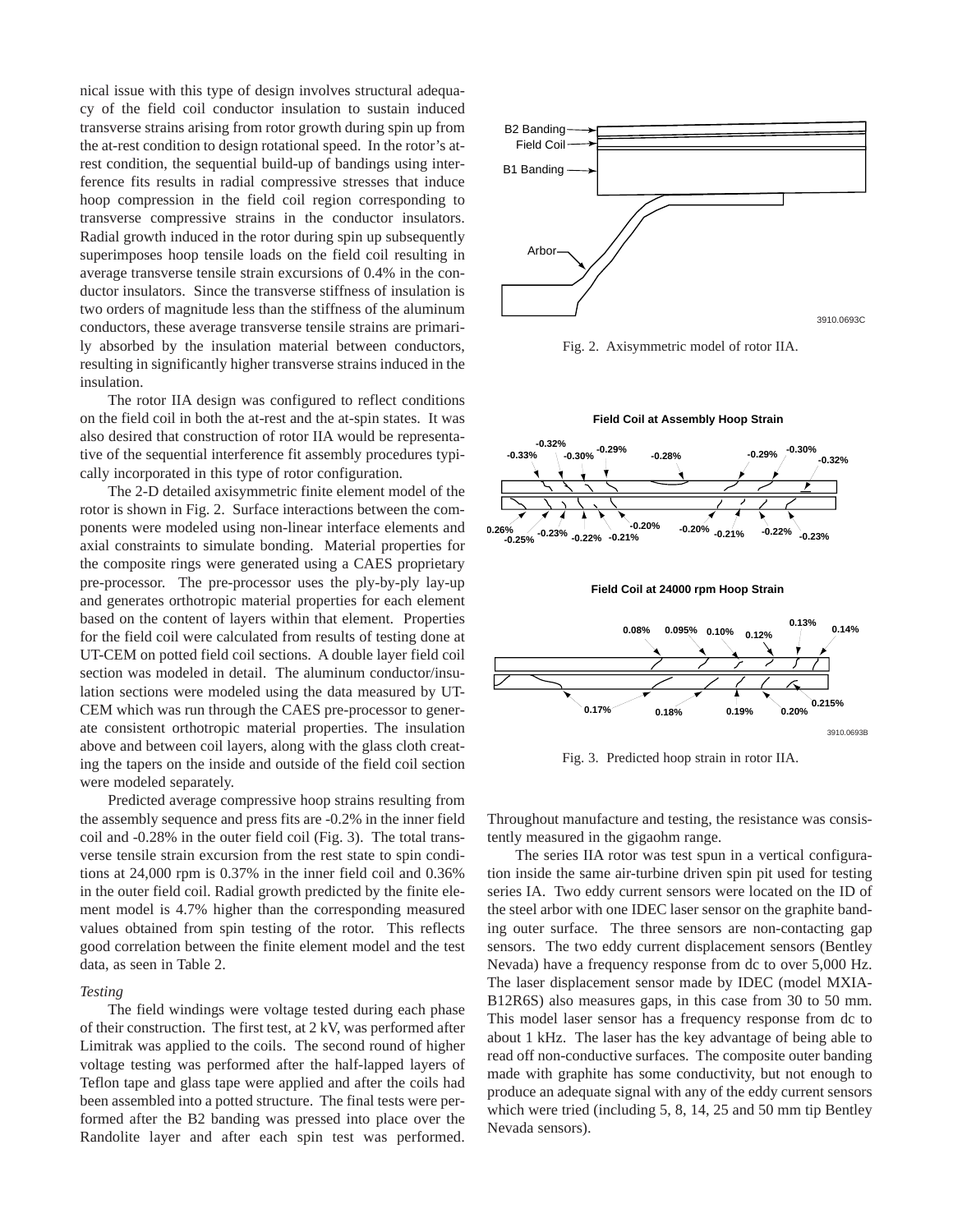nical issue with this type of design involves structural adequacy of the field coil conductor insulation to sustain induced transverse strains arising from rotor growth during spin up from the at-rest condition to design rotational speed. In the rotor's at-rest condition, the sequential build-up of bandings using interference fits results in radial compressive stresses that induce hoop compression in the field coil region corresponding to transverse compressive strains in the conductor insulators. Radial growth induced in the rotor during spin up subsequently superimposes hoop tensile loads on the field coil resulting in average transverse tensile strain excursions of 0.4% in the conductor insulators. Since the transverse stiffness of insulation is two orders of magnitude less than the stiffness of the aluminum conductors, these average transverse tensile strains are primarily absorbed by the insulation material between conductors, resulting in significantly higher transverse strains induced in the insulation.

The rotor IIA design was configured to reflect conditions on the field coil in both the at-rest and the at-spin states. It was also desired that construction of rotor IIA would be representative of the sequential interference fit assembly procedures typically incorporated in this type of rotor configuration.

The 2-D detailed axisymmetric finite element model of the rotor is shown in Fig. 2. Surface interactions between the components were modeled using non-linear interface elements and axial constraints to simulate bonding. Material properties for the composite rings were generated using a CAES proprietary pre-processor. The pre-processor uses the ply-by-ply lay-up and generates orthotropic material properties for each element based on the content of layers within that element. Properties for the field coil were calculated from results of testing done at UT-CEM on potted field coil sections. A double layer field coil section was modeled in detail. The aluminum conductor/insulation sections were modeled using the data measured by UT-CEM which was run through the CAES pre-processor to generate consistent orthotropic material properties. The insulation above and between coil layers, along with the glass cloth creating the tapers on the inside and outside of the field coil section were modeled separately.

Predicted average compressive hoop strains resulting from the assembly sequence and press fits are -0.2% in the inner field coil and -0.28% in the outer field coil (Fig. 3). The total transverse tensile strain excursion from the rest state to spin conditions at 24,000 rpm is 0.37% in the inner field coil and 0.36% in the outer field coil. Radial growth predicted by the finite element model is 4.7% higher than the corresponding measured values obtained from spin testing of the rotor. This reflects good correlation between the finite element model and the test data, as seen in Table 2.

*Testing*

The field windings were voltage tested during each phase of their construction. The first test, at 2 kV, was performed after Limitrak was applied to the coils. The second round of higher voltage testing was performed after the half-lapped layers of Teflon tape and glass tape were applied and after the coils had been assembled into a potted structure. The final tests were performed after the B2 banding was pressed into place over the Randolite layer and after each spin test was performed.

B2 Banding
Field Coil
B1 Banding
Arbor
3910.0693C

Fig. 2. Axisymmetric model of rotor IIA.

**Field Coil at Assembly Hoop Strain**

-0.33% -0.32% -0.30% -0.29% -0.28% -0.29% -0.30% -0.32%

0.26% -0.25% -0.23% -0.22% -0.21% -0.20% -0.20% -0.21% -0.22% -0.23%

**Field Coil at 24000 rpm Hoop Strain**

0.08% 0.095% 0.10% 0.12% 0.13% 0.14%

0.17% 0.18% 0.19% 0.20% 0.215%

3910.0693B

Fig. 3. Predicted hoop strain in rotor IIA.

Throughout manufacture and testing, the resistance was consistently measured in the gigaohm range.

The series IIA rotor was test spun in a vertical configuration inside the same air-turbine driven spin pit used for testing series IA. Two eddy current sensors were located on the ID of the steel arbor with one IDEC laser sensor on the graphite banding outer surface. The three sensors are non-contacting gap sensors. The two eddy current displacement sensors (Bentley Nevada) have a frequency response from dc to over 5,000 Hz. The laser displacement sensor made by IDEC (model MXIA-B12R6S) also measures gaps, in this case from 30 to 50 mm. This model laser sensor has a frequency response from dc to about 1 kHz. The laser has the key advantage of being able to read off non-conductive surfaces. The composite outer banding made with graphite has some conductivity, but not enough to produce an adequate signal with any of the eddy current sensors which were tried (including 5, 8, 14, 25 and 50 mm tip Bentley Nevada sensors).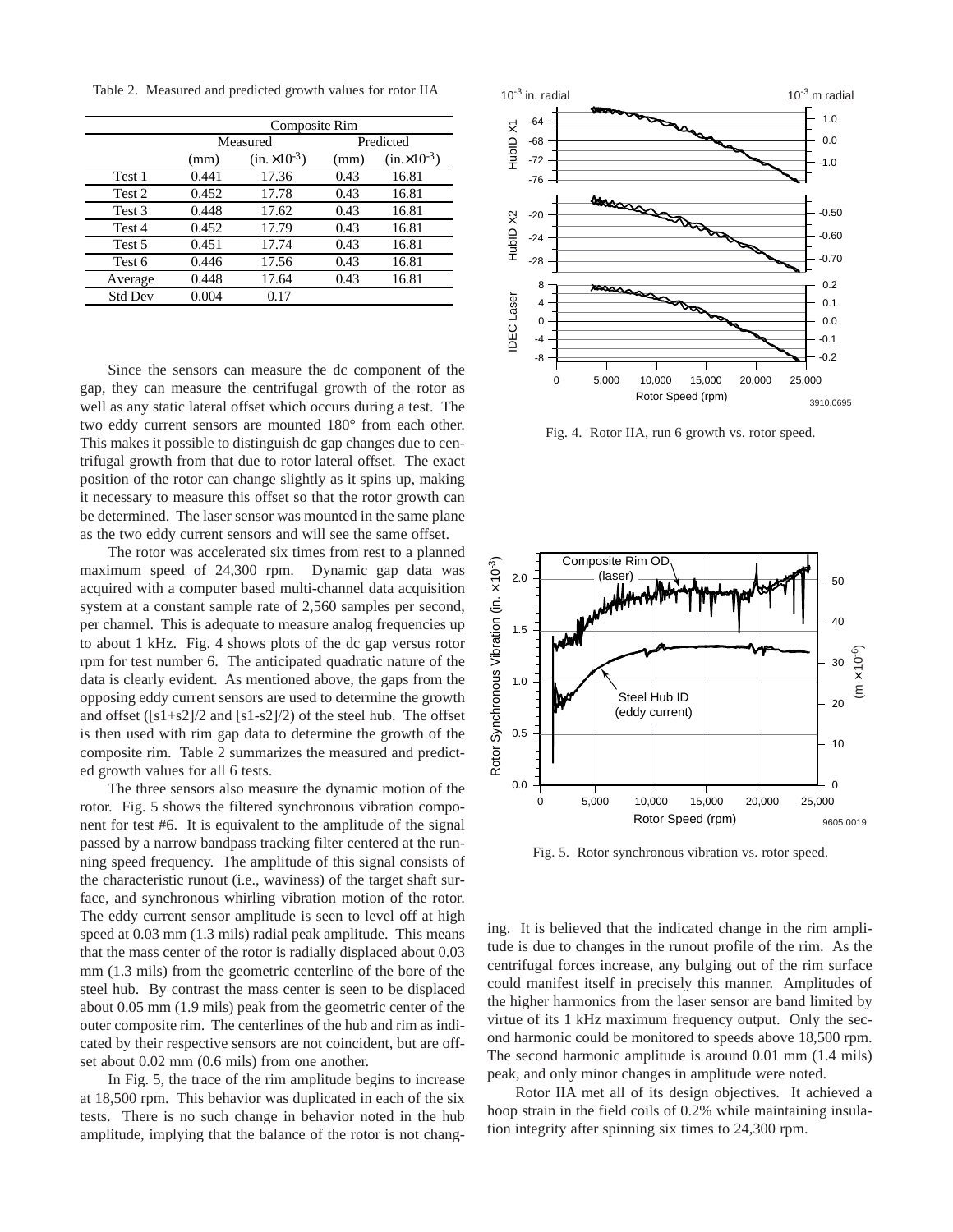Table 2. Measured and predicted growth values for rotor IIA

| | Composite Rim | | | |
|---|---|---|---|---|
| | Measured | | Predicted | |
| | (mm) | (in.$\times 10^{-3}$) | (mm) | (in.$\times 10^{-3}$) |
| Test 1 | 0.441 | 17.36 | 0.43 | 16.81 |
| Test 2 | 0.452 | 17.78 | 0.43 | 16.81 |
| Test 3 | 0.448 | 17.62 | 0.43 | 16.81 |
| Test 4 | 0.452 | 17.79 | 0.43 | 16.81 |
| Test 5 | 0.451 | 17.74 | 0.43 | 16.81 |
| Test 6 | 0.446 | 17.56 | 0.43 | 16.81 |
| Average | 0.448 | 17.64 | 0.43 | 16.81 |
| Std Dev | 0.004 | 0.17 | | |

Since the sensors can measure the dc component of the gap, they can measure the centrifugal growth of the rotor as well as any static lateral offset which occurs during a test. The two eddy current sensors are mounted 180° from each other. This makes it possible to distinguish dc gap changes due to centrifugal growth from that due to rotor lateral offset. The exact position of the rotor can change slightly as it spins up, making it necessary to measure this offset so that the rotor growth can be determined. The laser sensor was mounted in the same plane as the two eddy current sensors and will see the same offset.

The rotor was accelerated six times from rest to a planned maximum speed of 24,300 rpm. Dynamic gap data was acquired with a computer based multi-channel data acquisition system at a constant sample rate of 2,560 samples per second, per channel. This is adequate to measure analog frequencies up to about 1 kHz. Fig. 4 shows plots of the dc gap versus rotor rpm for test number 6. The anticipated quadratic nature of the data is clearly evident. As mentioned above, the gaps from the opposing eddy current sensors are used to determine the growth and offset ([s1+s2]/2 and [s1-s2]/2) of the steel hub. The offset is then used with rim gap data to determine the growth of the composite rim. Table 2 summarizes the measured and predicted growth values for all 6 tests.

The three sensors also measure the dynamic motion of the rotor. Fig. 5 shows the filtered synchronous vibration component for test #6. It is equivalent to the amplitude of the signal passed by a narrow bandpass tracking filter centered at the running speed frequency. The amplitude of this signal consists of the characteristic runout (i.e., waviness) of the target shaft surface, and synchronous whirling vibration motion of the rotor. The eddy current sensor amplitude is seen to level off at high speed at 0.03 mm (1.3 mils) radial peak amplitude. This means that the mass center of the rotor is radially displaced about 0.03 mm (1.3 mils) from the geometric centerline of the bore of the steel hub. By contrast the mass center is seen to be displaced about 0.05 mm (1.9 mils) peak from the geometric center of the outer composite rim. The centerlines of the hub and rim as indicated by their respective sensors are not coincident, but are offset about 0.02 mm (0.6 mils) from one another.

In Fig. 5, the trace of the rim amplitude begins to increase at 18,500 rpm. This behavior was duplicated in each of the six tests. There is no such change in behavior noted in the hub amplitude, implying that the balance of the rotor is not changing. It is believed that the indicated change in the rim amplitude is due to changes in the runout profile of the rim. As the centrifugal forces increase, any bulging out of the rim surface could manifest itself in precisely this manner. Amplitudes of the higher harmonics from the laser sensor are band limited by virtue of its 1 kHz maximum frequency output. Only the second harmonic could be monitored to speeds above 18,500 rpm. The second harmonic amplitude is around 0.01 mm (1.4 mils) peak, and only minor changes in amplitude were noted.

Rotor IIA met all of its design objectives. It achieved a hoop strain in the field coils of 0.2% while maintaining insulation integrity after spinning six times to 24,300 rpm.

$10^{-3}$ in. radial
$10^{-3}$ m radial
HubID X1
-64
-68
-72
-76
1.0
0.0
-1.0
HubID X2
-20
-24
-28
-0.50
-0.60
-0.70
IDEC Laser
8
4
0
-4
-8
0.2
0.1
0.0
-0.1
-0.2
0
5,000
10,000
15,000
20,000
25,000
Rotor Speed (rpm)
3910.0695

Fig. 4. Rotor IIA, run 6 growth vs. rotor speed.

Rotor Synchronous Vibration (in. $\times 10^{-3}$)
($m \times 10^{-6}$)
Composite Rim OD (laser)
Steel Hub ID (eddy current)
2.0
1.5
1.0
0.5
0.0
50
40
30
20
10
0
0
5,000
10,000
15,000
20,000
25,000
Rotor Speed (rpm)
9605.0019

Fig. 5. Rotor synchronous vibration vs. rotor speed.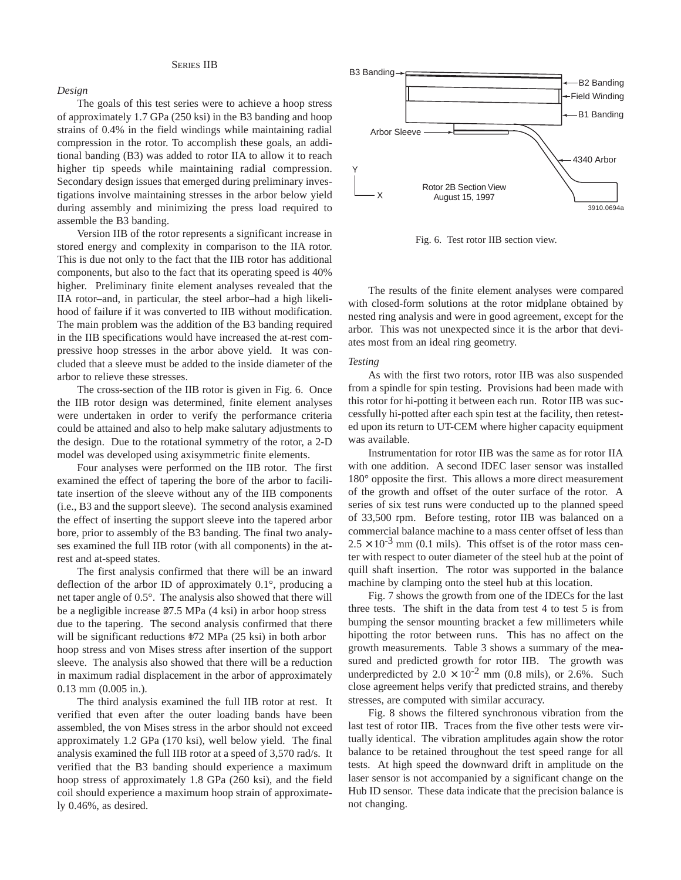### Series IIB

*Design*

The goals of this test series were to achieve a hoop stress of approximately 1.7 GPa (250 ksi) in the B3 banding and hoop strains of 0.4% in the field windings while maintaining radial compression in the rotor. To accomplish these goals, an additional banding (B3) was added to rotor IIA to allow it to reach higher tip speeds while maintaining radial compression. Secondary design issues that emerged during preliminary investigations involve maintaining stresses in the arbor below yield during assembly and minimizing the press load required to assemble the B3 banding.

Version IIB of the rotor represents a significant increase in stored energy and complexity in comparison to the IIA rotor. This is due not only to the fact that the IIB rotor has additional components, but also to the fact that its operating speed is 40% higher. Preliminary finite element analyses revealed that the IIA rotor–and, in particular, the steel arbor–had a high likelihood of failure if it was converted to IIB without modification. The main problem was the addition of the B3 banding required in the IIB specifications would have increased the at-rest compressive hoop stresses in the arbor above yield. It was concluded that a sleeve must be added to the inside diameter of the arbor to relieve these stresses.

The cross-section of the IIB rotor is given in Fig. 6. Once the IIB rotor design was determined, finite element analyses were undertaken in order to verify the performance criteria could be attained and also to help make salutary adjustments to the design. Due to the rotational symmetry of the rotor, a 2-D model was developed using axisymmetric finite elements.

Four analyses were performed on the IIB rotor. The first examined the effect of tapering the bore of the arbor to facilitate insertion of the sleeve without any of the IIB components (i.e., B3 and the support sleeve). The second analysis examined the effect of inserting the support sleeve into the tapered arbor bore, prior to assembly of the B3 banding. The final two analyses examined the full IIB rotor (with all components) in the at-rest and at-speed states.

The first analysis confirmed that there will be an inward deflection of the arbor ID of approximately 0.1°, producing a net taper angle of 0.5°. The analysis also showed that there will be a negligible increase ≅27.5 MPa (4 ksi) in arbor hoop stress due to the tapering. The second analysis confirmed that there will be significant reductions ≅172 MPa (25 ksi) in both arbor hoop stress and von Mises stress after insertion of the support sleeve. The analysis also showed that there will be a reduction in maximum radial displacement in the arbor of approximately 0.13 mm (0.005 in.).

The third analysis examined the full IIB rotor at rest. It verified that even after the outer loading bands have been assembled, the von Mises stress in the arbor should not exceed approximately 1.2 GPa (170 ksi), well below yield. The final analysis examined the full IIB rotor at a speed of 3,570 rad/s. It verified that the B3 banding should experience a maximum hoop stress of approximately 1.8 GPa (260 ksi), and the field coil should experience a maximum hoop strain of approximately 0.46%, as desired.

B3 Banding
B2 Banding
Field Winding
B1 Banding
Arbor Sleeve
4340 Arbor
Y
X
Rotor 2B Section View
August 15, 1997
3910.0694a

Fig. 6. Test rotor IIB section view.

The results of the finite element analyses were compared with closed-form solutions at the rotor midplane obtained by nested ring analysis and were in good agreement, except for the arbor. This was not unexpected since it is the arbor that deviates most from an ideal ring geometry.

*Testing*

As with the first two rotors, rotor IIB was also suspended from a spindle for spin testing. Provisions had been made with this rotor for hi-potting it between each run. Rotor IIB was successfully hi-potted after each spin test at the facility, then retested upon its return to UT-CEM where higher capacity equipment was available.

Instrumentation for rotor IIB was the same as for rotor IIA with one addition. A second IDEC laser sensor was installed 180° opposite the first. This allows a more direct measurement of the growth and offset of the outer surface of the rotor. A series of six test runs were conducted up to the planned speed of 33,500 rpm. Before testing, rotor IIB was balanced on a commercial balance machine to a mass center offset of less than $2.5 \times 10^{-3}$ mm (0.1 mils). This offset is of the rotor mass center with respect to outer diameter of the steel hub at the point of quill shaft insertion. The rotor was supported in the balance machine by clamping onto the steel hub at this location.

Fig. 7 shows the growth from one of the IDECs for the last three tests. The shift in the data from test 4 to test 5 is from bumping the sensor mounting bracket a few millimeters while hipotting the rotor between runs. This has no affect on the growth measurements. Table 3 shows a summary of the measured and predicted growth for rotor IIB. The growth was underpredicted by $2.0 \times 10^{-2}$ mm (0.8 mils), or 2.6%. Such close agreement helps verify that predicted strains, and thereby stresses, are computed with similar accuracy.

Fig. 8 shows the filtered synchronous vibration from the last test of rotor IIB. Traces from the five other tests were virtually identical. The vibration amplitudes again show the rotor balance to be retained throughout the test speed range for all tests. At high speed the downward drift in amplitude on the laser sensor is not accompanied by a significant change on the Hub ID sensor. These data indicate that the precision balance is not changing.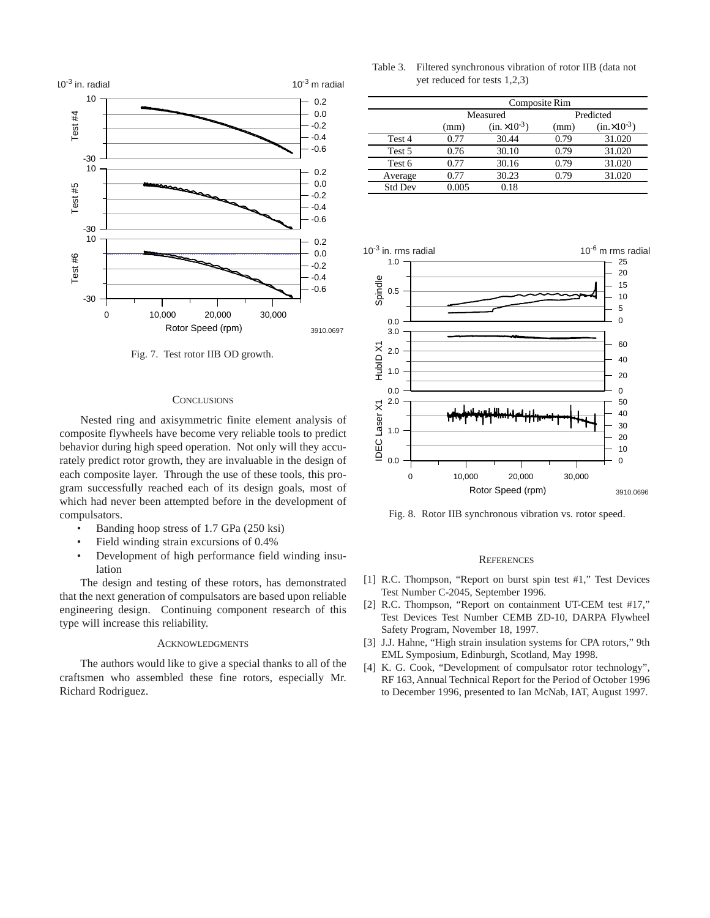$10^{-3}$ in. radial

$10^{-3}$ m radial

Test #4

Test #5

Test #6

10

-30

0.2

0.0

-0.2

-0.4

-0.6

0

10,000

20,000

30,000

Rotor Speed (rpm)

3910.0697

Fig. 7. Test rotor IIB OD growth.

## Conclusions

Nested ring and axisymmetric finite element analysis of composite flywheels have become very reliable tools to predict behavior during high speed operation. Not only will they accurately predict rotor growth, they are invaluable in the design of each composite layer. Through the use of these tools, this program successfully reached each of its design goals, most of which had never been attempted before in the development of compulsators.

- Banding hoop stress of 1.7 GPa (250 ksi)
- Field winding strain excursions of 0.4%
- Development of high performance field winding insulation

The design and testing of these rotors, has demonstrated that the next generation of compulsators are based upon reliable engineering design. Continuing component research of this type will increase this reliability.

## Acknowledgments

The authors would like to give a special thanks to all of the craftsmen who assembled these fine rotors, especially Mr. Richard Rodriguez.

Table 3. Filtered synchronous vibration of rotor IIB (data not yet reduced for tests 1,2,3)

| | Composite Rim | | | |
|---|---|---|---|---|
| | Measured | | Predicted | |
| | (mm) | (in.$\times 10^{-3}$) | (mm) | (in.$\times 10^{-3}$) |
| Test 4 | 0.77 | 30.44 | 0.79 | 31.020 |
| Test 5 | 0.76 | 30.10 | 0.79 | 31.020 |
| Test 6 | 0.77 | 30.16 | 0.79 | 31.020 |
| Average | 0.77 | 30.23 | 0.79 | 31.020 |
| Std Dev | 0.005 | 0.18 | | |

$10^{-3}$ in. rms radial

$10^{-6}$ m rms radial

Spindle

HubID X1

IDEC Laser X1

0

10,000

20,000

30,000

Rotor Speed (rpm)

3910.0696

Fig. 8. Rotor IIB synchronous vibration vs. rotor speed.

## References

[1] R.C. Thompson, "Report on burst spin test #1," Test Devices Test Number C-2045, September 1996.

[2] R.C. Thompson, "Report on containment UT-CEM test #17," Test Devices Test Number CEMB ZD-10, DARPA Flywheel Safety Program, November 18, 1997.

[3] J.J. Hahne, "High strain insulation systems for CPA rotors," 9th EML Symposium, Edinburgh, Scotland, May 1998.

[4] K. G. Cook, "Development of compulsator rotor technology", RF 163, Annual Technical Report for the Period of October 1996 to December 1996, presented to Ian McNab, IAT, August 1997.